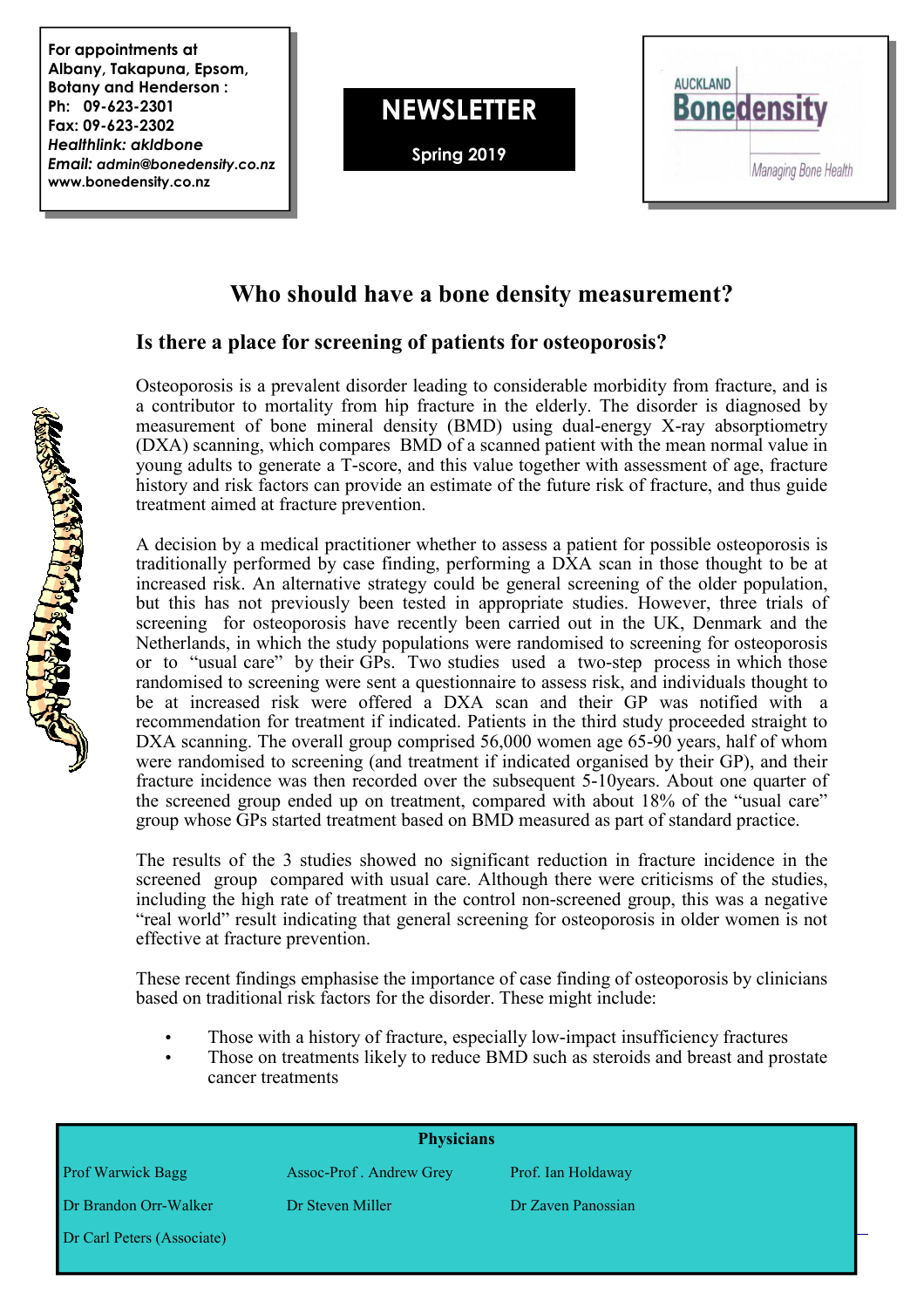For appointments at
Albany, Takapuna, Epsom,
Botany and Henderson :
Ph: 09-623-2301
Fax: 09-623-2302
*Healthlink: akldbone*
*Email: admin@bonedensity.co.nz*
www.bonedensity.co.nz

**NEWSLETTER**

**Spring 2019**

AUCKLAND
**Bonedensity**
*Managing Bone Health*

# Who should have a bone density measurement?

## Is there a place for screening of patients for osteoporosis?

Osteoporosis is a prevalent disorder leading to considerable morbidity from fracture, and is a contributor to mortality from hip fracture in the elderly. The disorder is diagnosed by measurement of bone mineral density (BMD) using dual-energy X-ray absorptiometry (DXA) scanning, which compares BMD of a scanned patient with the mean normal value in young adults to generate a T-score, and this value together with assessment of age, fracture history and risk factors can provide an estimate of the future risk of fracture, and thus guide treatment aimed at fracture prevention.

A decision by a medical practitioner whether to assess a patient for possible osteoporosis is traditionally performed by case finding, performing a DXA scan in those thought to be at increased risk. An alternative strategy could be general screening of the older population, but this has not previously been tested in appropriate studies. However, three trials of screening for osteoporosis have recently been carried out in the UK, Denmark and the Netherlands, in which the study populations were randomised to screening for osteoporosis or to "usual care" by their GPs. Two studies used a two-step process in which those randomised to screening were sent a questionnaire to assess risk, and individuals thought to be at increased risk were offered a DXA scan and their GP was notified with a recommendation for treatment if indicated. Patients in the third study proceeded straight to DXA scanning. The overall group comprised 56,000 women age 65-90 years, half of whom were randomised to screening (and treatment if indicated organised by their GP), and their fracture incidence was then recorded over the subsequent 5-10years. About one quarter of the screened group ended up on treatment, compared with about 18% of the "usual care" group whose GPs started treatment based on BMD measured as part of standard practice.

The results of the 3 studies showed no significant reduction in fracture incidence in the screened group compared with usual care. Although there were criticisms of the studies, including the high rate of treatment in the control non-screened group, this was a negative "real world" result indicating that general screening for osteoporosis in older women is not effective at fracture prevention.

These recent findings emphasise the importance of case finding of osteoporosis by clinicians based on traditional risk factors for the disorder. These might include:

- Those with a history of fracture, especially low-impact insufficiency fractures
- Those on treatments likely to reduce BMD such as steroids and breast and prostate cancer treatments

**Physicians**

| | | |
|---|---|---|
| Prof Warwick Bagg | Assoc-Prof . Andrew Grey | Prof. Ian Holdaway |
| Dr Brandon Orr-Walker | Dr Steven Miller | Dr Zaven Panossian |
| Dr Carl Peters (Associate) | | |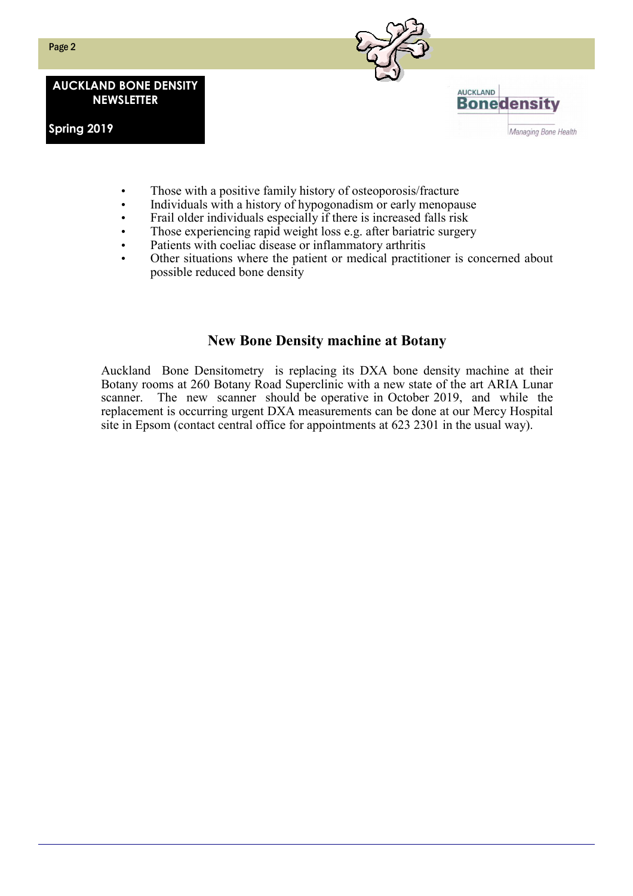- Those with a positive family history of osteoporosis/fracture
- Individuals with a history of hypogonadism or early menopause
- Frail older individuals especially if there is increased falls risk
- Those experiencing rapid weight loss e.g. after bariatric surgery
- Patients with coeliac disease or inflammatory arthritis
- Other situations where the patient or medical practitioner is concerned about possible reduced bone density

## New Bone Density machine at Botany

Auckland Bone Densitometry is replacing its DXA bone density machine at their Botany rooms at 260 Botany Road Superclinic with a new state of the art ARIA Lunar scanner. The new scanner should be operative in October 2019, and while the replacement is occurring urgent DXA measurements can be done at our Mercy Hospital site in Epsom (contact central office for appointments at 623 2301 in the usual way).